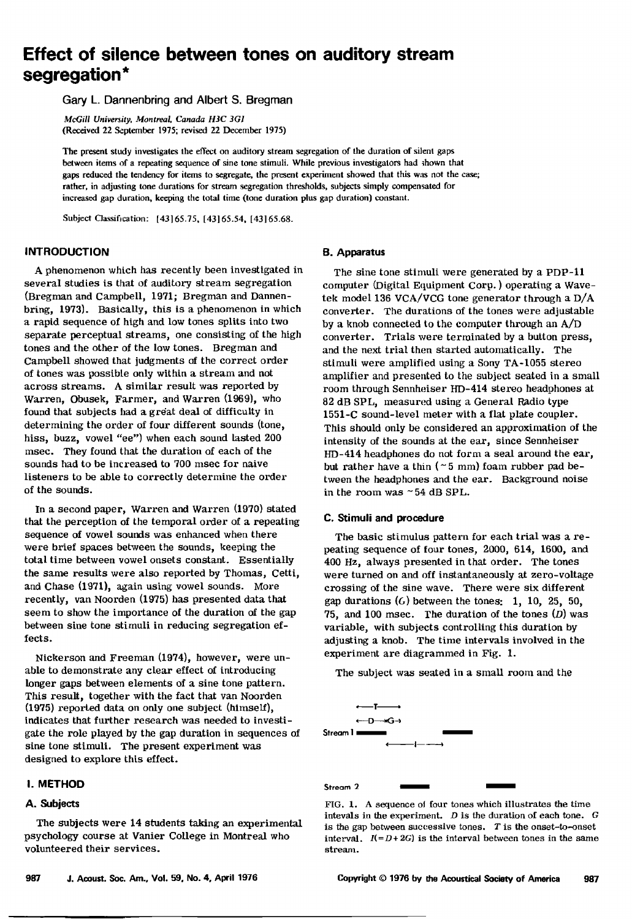# Effect of silence between tones on auditory stream segregation*

Gary L. Dannenbring and Albert S. Bregman

*McGill University, Montreal, Canada H3C 3G1*
(Received 22 September 1975; revised 22 December 1975)

The present study investigates the effect on auditory stream segregation of the duration of silent gaps between items of a repeating sequence of sine tone stimuli. While previous investigators had shown that gaps reduced the tendency for items to segregate, the present experiment showed that this was not the case; rather, in adjusting tone durations for stream segregation thresholds, subjects simply compensated for increased gap duration, keeping the total time (tone duration plus gap duration) constant.

Subject Classification: [43]65.75, [43]65.54, [43]65.68.

## INTRODUCTION

A phenomenon which has recently been investigated in several studies is that of auditory stream segregation (Bregman and Campbell, 1971; Bregman and Dannenbring, 1973). Basically, this is a phenomenon in which a rapid sequence of high and low tones splits into two separate perceptual streams, one consisting of the high tones and the other of the low tones. Bregman and Campbell showed that judgments of the correct order of tones was possible only within a stream and not across streams. A similar result was reported by Warren, Obusek, Farmer, and Warren (1969), who found that subjects had a great deal of difficulty in determining the order of four different sounds (tone, hiss, buzz, vowel "ee") when each sound lasted 200 msec. They found that the duration of each of the sounds had to be increased to 700 msec for naive listeners to be able to correctly determine the order of the sounds.

In a second paper, Warren and Warren (1970) stated that the perception of the temporal order of a repeating sequence of vowel sounds was enhanced when there were brief spaces between the sounds, keeping the total time between vowel onsets constant. Essentially the same results were also reported by Thomas, Cetti, and Chase (1971), again using vowel sounds. More recently, van Noorden (1975) has presented data that seem to show the importance of the duration of the gap between sine tone stimuli in reducing segregation effects.

Nickerson and Freeman (1974), however, were unable to demonstrate any clear effect of introducing longer gaps between elements of a sine tone pattern. This result, together with the fact that van Noorden (1975) reported data on only one subject (himself), indicates that further research was needed to investigate the role played by the gap duration in sequences of sine tone stimuli. The present experiment was designed to explore this effect.

## I. METHOD

### A. Subjects

The subjects were 14 students taking an experimental psychology course at Vanier College in Montreal who volunteered their services.

### B. Apparatus

The sine tone stimuli were generated by a PDP-11 computer (Digital Equipment Corp.) operating a Wavetek model 136 VCA/VCG tone generator through a D/A converter. The durations of the tones were adjustable by a knob connected to the computer through an A/D converter. Trials were terminated by a button press, and the next trial then started automatically. The stimuli were amplified using a Sony TA-1055 stereo amplifier and presented to the subject seated in a small room through Sennheiser HD-414 stereo headphones at 82 dB SPL, measured using a General Radio type 1551-C sound-level meter with a flat plate coupler. This should only be considered an approximation of the intensity of the sounds at the ear, since Sennheiser HD-414 headphones do not form a seal around the ear, but rather have a thin (~5 mm) foam rubber pad between the headphones and the ear. Background noise in the room was ~54 dB SPL.

### C. Stimuli and procedure

The basic stimulus pattern for each trial was a repeating sequence of four tones, 2000, 614, 1600, and 400 Hz, always presented in that order. The tones were turned on and off instantaneously at zero-voltage crossing of the sine wave. There were six different gap durations ($G$) between the tones: 1, 10, 25, 50, 75, and 100 msec. The duration of the tones ($D$) was variable, with subjects controlling this duration by adjusting a knob. The time intervals involved in the experiment are diagrammed in Fig. 1.

The subject was seated in a small room and the

FIG. 1. A sequence of four tones which illustrates the time intevals in the experiment. $D$ is the duration of each tone. $G$ is the gap between successive tones. $T$ is the onset-to-onset interval. $I(=D+2G)$ is the interval between tones in the same stream.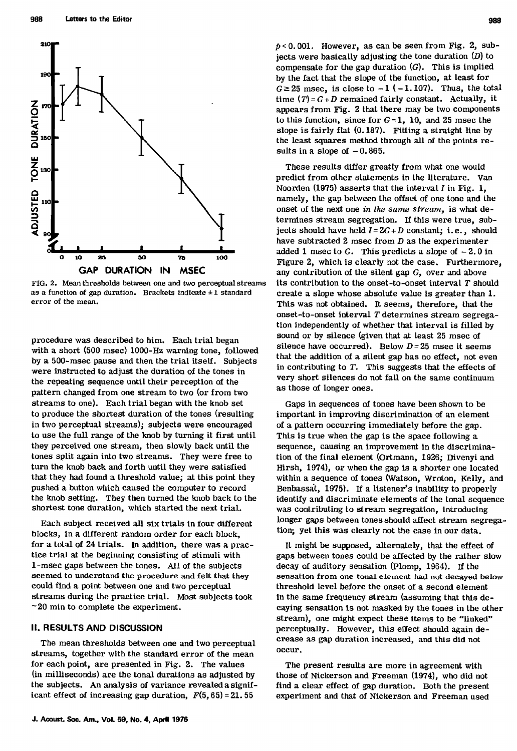FIG. 2. Mean thresholds between one and two perceptual streams as a function of gap duration. Brackets indicate ±1 standard error of the mean.

procedure was described to him. Each trial began with a short (500 msec) 1000-Hz warning tone, followed by a 500-msec pause and then the trial itself. Subjects were instructed to adjust the duration of the tones in the repeating sequence until their perception of the pattern changed from one stream to two (or from two streams to one). Each trial began with the knob set to produce the shortest duration of the tones (resulting in two perceptual streams); subjects were encouraged to use the full range of the knob by turning it first until they perceived one stream, then slowly back until the tones split again into two streams. They were free to turn the knob back and forth until they were satisfied that they had found a threshold value; at this point they pushed a button which caused the computer to record the knob setting. They then turned the knob back to the shortest tone duration, which started the next trial.

Each subject received all six trials in four different blocks, in a different random order for each block, for a total of 24 trials. In addition, there was a practice trial at the beginning consisting of stimuli with 1-msec gaps between the tones. All of the subjects seemed to understand the procedure and felt that they could find a point between one and two perceptual streams during the practice trial. Most subjects took ~20 min to complete the experiment.

## II. RESULTS AND DISCUSSION

The mean thresholds between one and two perceptual streams, together with the standard error of the mean for each point, are presented in Fig. 2. The values (in milliseconds) are the tonal durations as adjusted by the subjects. An analysis of variance revealed a significant effect of increasing gap duration, $F(5,65)=21.55$ $p<0.001$. However, as can be seen from Fig. 2, subjects were basically adjusting the tone duration ($D$) to compensate for the gap duration ($G$). This is implied by the fact that the slope of the function, at least for $G \geq 25$ msec, is close to $-1$ ($-1.107$). Thus, the total time $(T)=G+D$ remained fairly constant. Actually, it appears from Fig. 2 that there may be two components to this function, since for $G=1$, 10, and 25 msec the slope is fairly flat (0.187). Fitting a straight line by the least squares method through all of the points results in a slope of $-0.865$.

These results differ greatly from what one would predict from other statements in the literature. Van Noorden (1975) asserts that the interval $I$ in Fig. 1, namely, the gap between the offset of one tone and the onset of the next one *in the same stream*, is what determines stream segregation. If this were true, subjects should have held $I=2G+D$ constant; i.e., should have subtracted 2 msec from $D$ as the experimenter added 1 msec to $G$. This predicts a slope of $-2.0$ in Figure 2, which is clearly not the case. Furthermore, any contribution of the silent gap $G$, over and above its contribution to the onset-to-onset interval $T$ should create a slope whose absolute value is greater than 1. This was not obtained. It seems, therefore, that the onset-to-onset interval $T$ determines stream segregation independently of whether that interval is filled by sound or by silence (given that at least 25 msec of silence have occurred). Below $D=25$ msec it seems that the addition of a silent gap has no effect, not even in contributing to $T$. This suggests that the effects of very short silences do not fall on the same continuum as those of longer ones.

Gaps in sequences of tones have been shown to be important in improving discrimination of an element of a pattern occurring immediately before the gap. This is true when the gap is the space following a sequence, causing an improvement in the discrimination of the final element (Ortmann, 1926; Divenyi and Hirsh, 1974), or when the gap is a shorter one located within a sequence of tones (Watson, Wroton, Kelly, and Benbassat, 1975). If a listener's inability to properly identify and discriminate elements of the tonal sequence was contributing to stream segregation, introducing longer gaps between tones should affect stream segregation; yet this was clearly not the case in our data.

It might be supposed, alternately, that the effect of gaps between tones could be affected by the rather slow decay of auditory sensation (Plomp, 1964). If the sensation from one tonal element had not decayed below threshold level before the onset of a second element in the same frequency stream (assuming that this decaying sensation is not masked by the tones in the other stream), one might expect these items to be "linked" perceptually. However, this effect should again decrease as gap duration increased, and this did not occur.

The present results are more in agreement with those of Nickerson and Freeman (1974), who did not find a clear effect of gap duration. Both the present experiment and that of Nickerson and Freeman used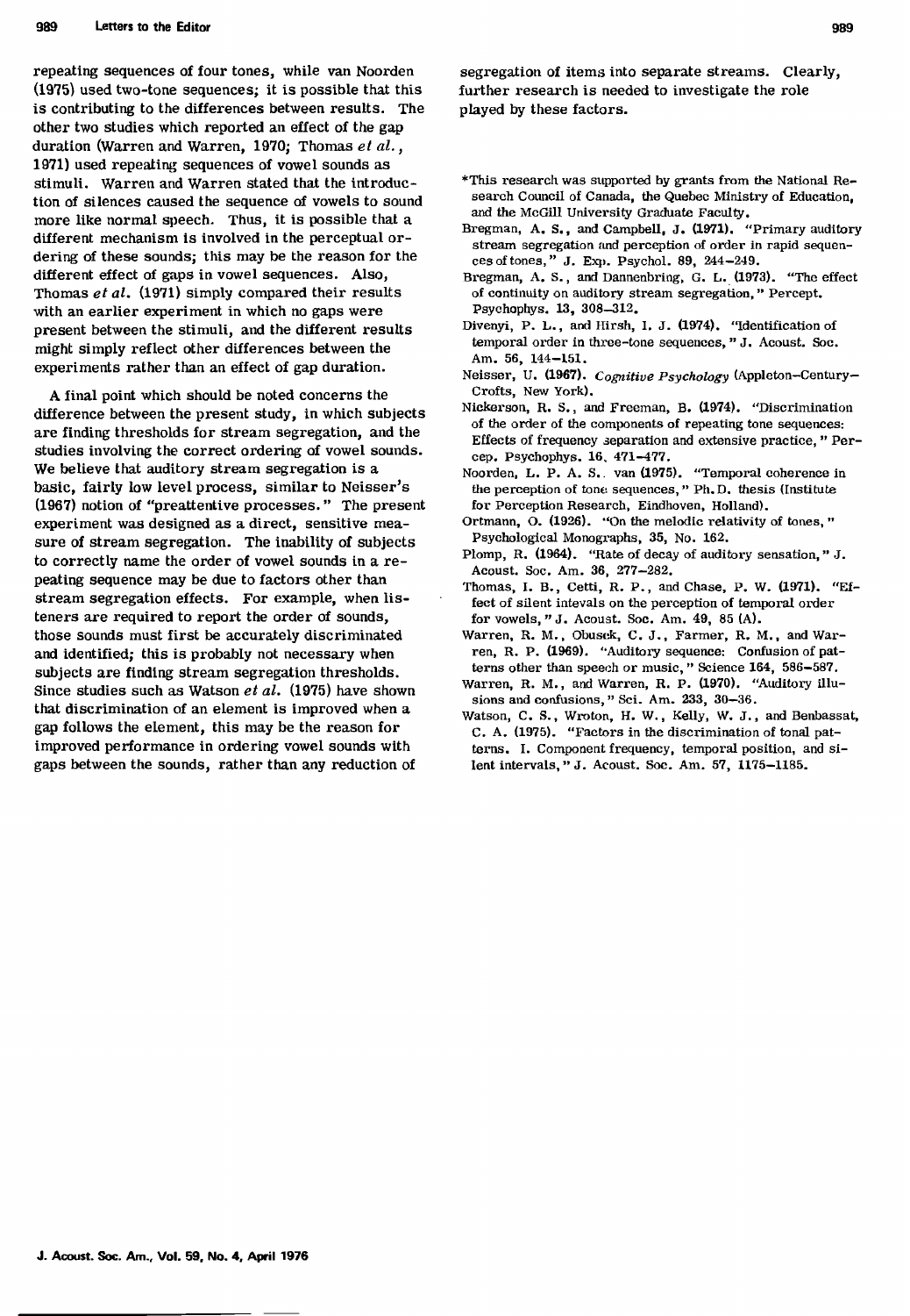repeating sequences of four tones, while van Noorden (1975) used two-tone sequences; it is possible that this is contributing to the differences between results. The other two studies which reported an effect of the gap duration (Warren and Warren, 1970; Thomas *et al.*, 1971) used repeating sequences of vowel sounds as stimuli. Warren and Warren stated that the introduction of silences caused the sequence of vowels to sound more like normal speech. Thus, it is possible that a different mechanism is involved in the perceptual ordering of these sounds; this may be the reason for the different effect of gaps in vowel sequences. Also, Thomas *et al.* (1971) simply compared their results with an earlier experiment in which no gaps were present between the stimuli, and the different results might simply reflect other differences between the experiments rather than an effect of gap duration.

A final point which should be noted concerns the difference between the present study, in which subjects are finding thresholds for stream segregation, and the studies involving the correct ordering of vowel sounds. We believe that auditory stream segregation is a basic, fairly low level process, similar to Neisser's (1967) notion of "preattentive processes." The present experiment was designed as a direct, sensitive measure of stream segregation. The inability of subjects to correctly name the order of vowel sounds in a repeating sequence may be due to factors other than stream segregation effects. For example, when listeners are required to report the order of sounds, those sounds must first be accurately discriminated and identified; this is probably not necessary when subjects are finding stream segregation thresholds. Since studies such as Watson *et al.* (1975) have shown that discrimination of an element is improved when a gap follows the element, this may be the reason for improved performance in ordering vowel sounds with gaps between the sounds, rather than any reduction of segregation of items into separate streams. Clearly, further research is needed to investigate the role played by these factors.

*This research was supported by grants from the National Research Council of Canada, the Quebec Ministry of Education, and the McGill University Graduate Faculty.

Bregman, A. S., and Campbell, J. (1971). "Primary auditory stream segregation and perception of order in rapid sequences of tones," J. Exp. Psychol. 89, 244–249.

Bregman, A. S., and Dannenbring, G. L. (1973). "The effect of continuity on auditory stream segregation," Percept. Psychophys. 13, 308–312.

Divenyi, P. L., and Hirsh, I. J. (1974). "Identification of temporal order in three-tone sequences," J. Acoust. Soc. Am. 56, 144–151.

Neisser, U. (1967). *Cognitive Psychology* (Appleton–Century–Crofts, New York).

Nickerson, R. S., and Freeman, B. (1974). "Discrimination of the order of the components of repeating tone sequences: Effects of frequency separation and extensive practice," Percep. Psychophys. 16, 471–477.

Noorden, L. P. A. S. van (1975). "Temporal coherence in the perception of tone sequences," Ph.D. thesis (Institute for Perception Research, Eindhoven, Holland).

Ortmann, O. (1926). "On the melodic relativity of tones," Psychological Monographs, 35, No. 162.

Plomp, R. (1964). "Rate of decay of auditory sensation," J. Acoust. Soc. Am. 36, 277–282.

Thomas, I. B., Cetti, R. P., and Chase, P. W. (1971). "Effect of silent intevals on the perception of temporal order for vowels," J. Acoust. Soc. Am. 49, 85 (A).

Warren, R. M., Obusek, C. J., Farmer, R. M., and Warren, R. P. (1969). "Auditory sequence: Confusion of patterns other than speech or music," Science 164, 586–587.

Warren, R. M., and Warren, R. P. (1970). "Auditory illusions and confusions," Sci. Am. 233, 30–36.

Watson, C. S., Wroton, H. W., Kelly, W. J., and Benbassat, C. A. (1975). "Factors in the discrimination of tonal patterns. I. Component frequency, temporal position, and silent intervals," J. Acoust. Soc. Am. 57, 1175–1185.